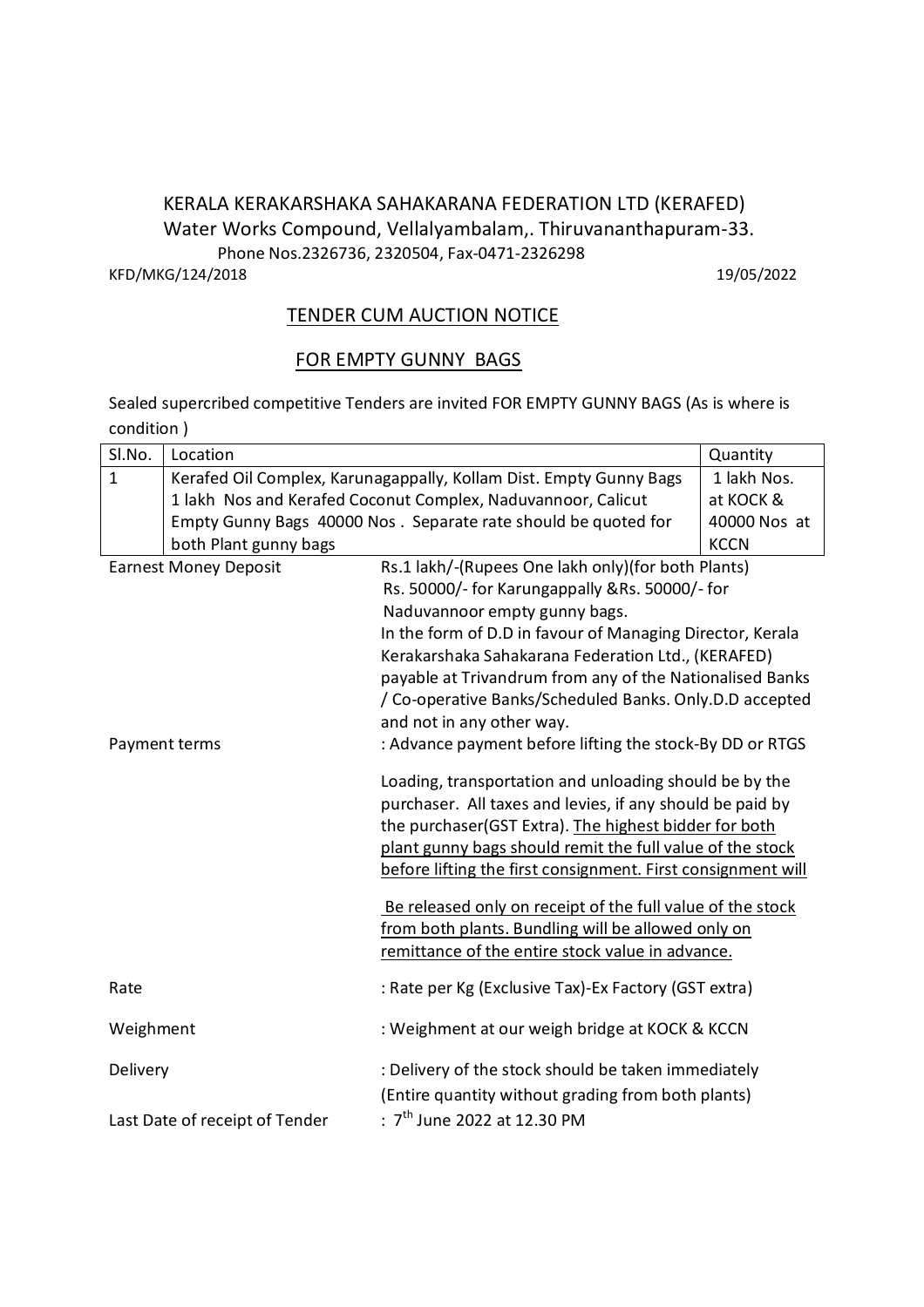# KERALA KERAKARSHAKA SAHAKARANA FEDERATION LTD (KERAFED)

Water Works Compound, Vellalyambalam,. Thiruvananthapuram-33.

Phone Nos.2326736, 2320504, Fax-0471-2326298

KFD/MKG/124/2018 19/05/2022

## TENDER CUM AUCTION NOTICE

## FOR EMPTY GUNNY BAGS

Sealed supercribed competitive Tenders are invited FOR EMPTY GUNNY BAGS (As is where is condition )

| Sl.No. | Location | Quantity |
|---|---|---|
| 1 | Kerafed Oil Complex, Karunagappally, Kollam Dist. Empty Gunny Bags 1 lakh Nos and Kerafed Coconut Complex, Naduvannoor, Calicut Empty Gunny Bags 40000 Nos . Separate rate should be quoted for both Plant gunny bags | 1 lakh Nos. at KOCK & 40000 Nos at KCCN |

**Earnest Money Deposit**: Rs.1 lakh/-(Rupees One lakh only)(for both Plants) Rs. 50000/- for Karungappally &Rs. 50000/- for Naduvannoor empty gunny bags. In the form of D.D in favour of Managing Director, Kerala Kerakarshaka Sahakarana Federation Ltd., (KERAFED) payable at Trivandrum from any of the Nationalised Banks / Co-operative Banks/Scheduled Banks. Only.D.D accepted and not in any other way.

**Payment terms**: Advance payment before lifting the stock-By DD or RTGS

Loading, transportation and unloading should be by the purchaser. All taxes and levies, if any should be paid by the purchaser(GST Extra). <u>The highest bidder for both plant gunny bags should remit the full value of the stock before lifting the first consignment. First consignment will Be released only on receipt of the full value of the stock from both plants. Bundling will be allowed only on remittance of the entire stock value in advance.</u>

**Rate**: Rate per Kg (Exclusive Tax)-Ex Factory (GST extra)

**Weighment**: Weighment at our weigh bridge at KOCK & KCCN

**Delivery**: Delivery of the stock should be taken immediately (Entire quantity without grading from both plants)

**Last Date of receipt of Tender**: 7th June 2022 at 12.30 PM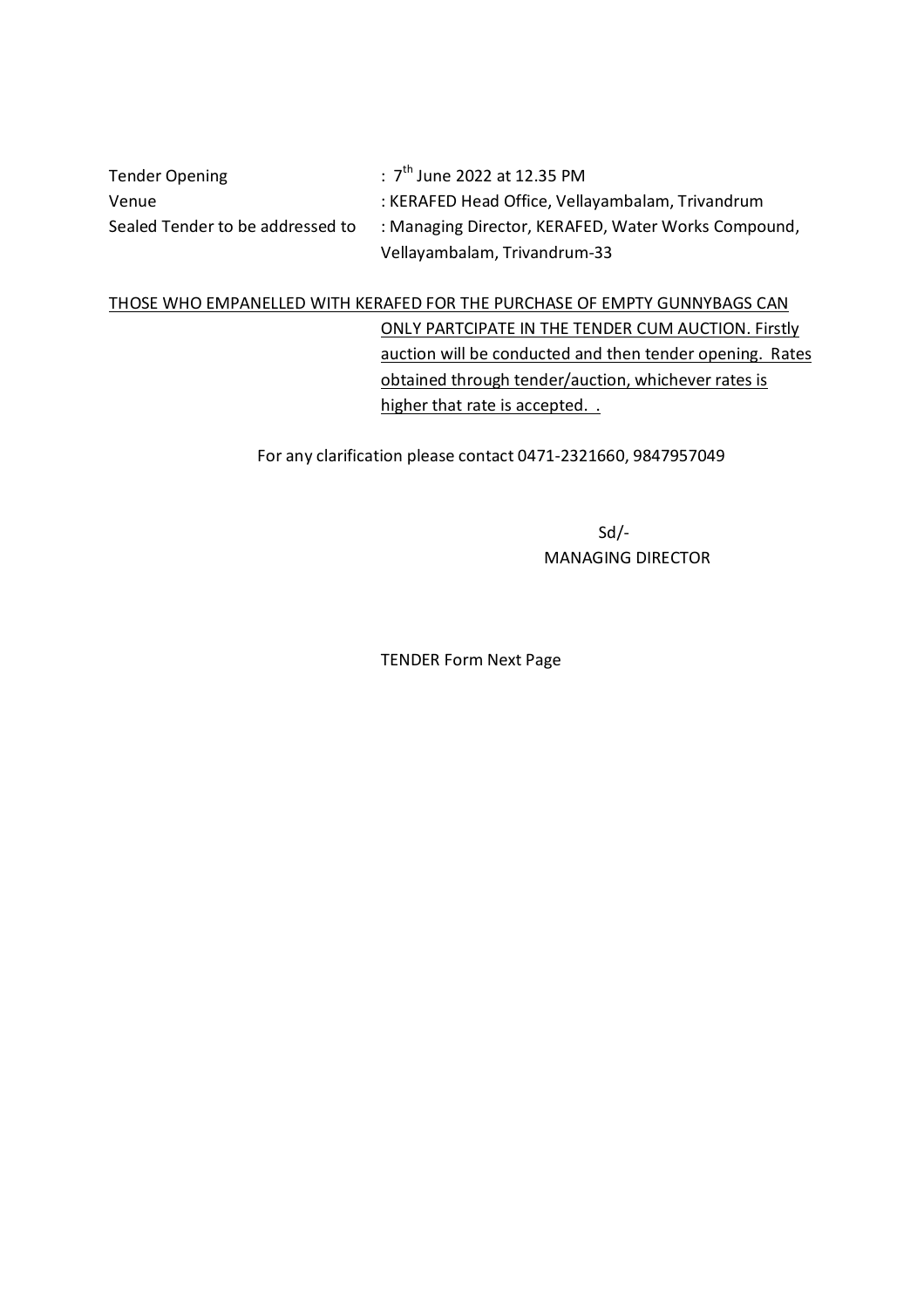| | |
|---|---|
| Tender Opening | : 7th June 2022 at 12.35 PM |
| Venue | : KERAFED Head Office, Vellayambalam, Trivandrum |
| Sealed Tender to be addressed to | : Managing Director, KERAFED, Water Works Compound, Vellayambalam, Trivandrum-33 |

<u>THOSE WHO EMPANELLED WITH KERAFED FOR THE PURCHASE OF EMPTY GUNNYBAGS CAN ONLY PARTCIPATE IN THE TENDER CUM AUCTION. Firstly auction will be conducted and then tender opening. Rates obtained through tender/auction, whichever rates is higher that rate is accepted. .</u>

For any clarification please contact 0471-2321660, 9847957049

Sd/-
MANAGING DIRECTOR

TENDER Form Next Page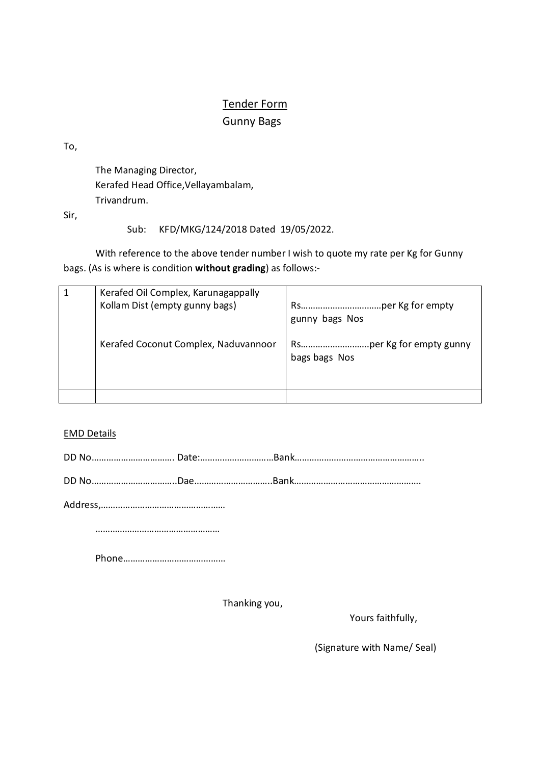# Tender Form

## Gunny Bags

To,

The Managing Director,
Kerafed Head Office,Vellayambalam,
Trivandrum.

Sir,

Sub: KFD/MKG/124/2018 Dated 19/05/2022.

With reference to the above tender number I wish to quote my rate per Kg for Gunny bags. (As is where is condition **without grading**) as follows:-

| | | |
|---|---|---|
| 1 | Kerafed Oil Complex, Karunagappally Kollam Dist (empty gunny bags)<br><br>Kerafed Coconut Complex, Naduvannoor | Rs……………………………per Kg for empty gunny bags Nos<br><br>Rs……………………….per Kg for empty gunny bags bags Nos |
| | | |

EMD Details

DD No……………………………. Date:………………………..Bank……………………………………………..

DD No……………………………..Dae…………………………..Bank…………………………………………….

Address,……………………………………………

……………………………………………

Phone……………………………………

Thanking you,

Yours faithfully,

(Signature with Name/ Seal)